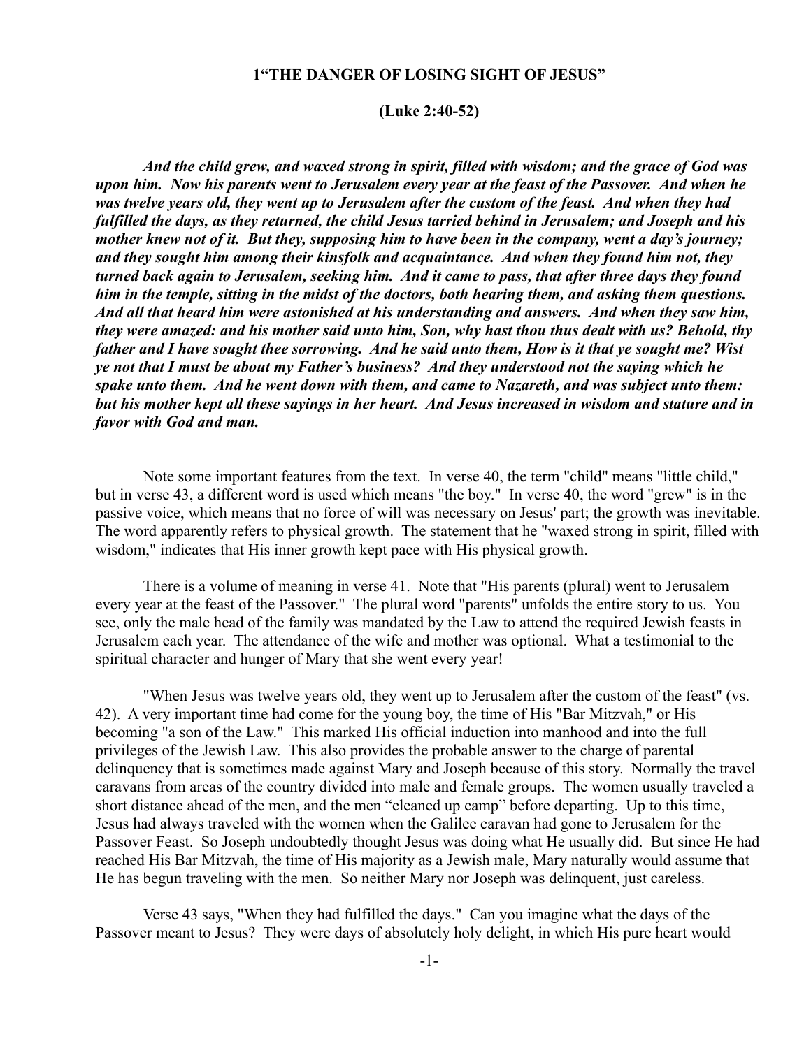**1"THE DANGER OF LOSING SIGHT OF JESUS"**

**(Luke 2:40-52)**

***And the child grew, and waxed strong in spirit, filled with wisdom; and the grace of God was upon him. Now his parents went to Jerusalem every year at the feast of the Passover. And when he was twelve years old, they went up to Jerusalem after the custom of the feast. And when they had fulfilled the days, as they returned, the child Jesus tarried behind in Jerusalem; and Joseph and his mother knew not of it. But they, supposing him to have been in the company, went a day's journey; and they sought him among their kinsfolk and acquaintance. And when they found him not, they turned back again to Jerusalem, seeking him. And it came to pass, that after three days they found him in the temple, sitting in the midst of the doctors, both hearing them, and asking them questions. And all that heard him were astonished at his understanding and answers. And when they saw him, they were amazed: and his mother said unto him, Son, why hast thou thus dealt with us? Behold, thy father and I have sought thee sorrowing. And he said unto them, How is it that ye sought me? Wist ye not that I must be about my Father's business? And they understood not the saying which he spake unto them. And he went down with them, and came to Nazareth, and was subject unto them: but his mother kept all these sayings in her heart. And Jesus increased in wisdom and stature and in favor with God and man.***

Note some important features from the text. In verse 40, the term "child" means "little child," but in verse 43, a different word is used which means "the boy." In verse 40, the word "grew" is in the passive voice, which means that no force of will was necessary on Jesus' part; the growth was inevitable. The word apparently refers to physical growth. The statement that he "waxed strong in spirit, filled with wisdom," indicates that His inner growth kept pace with His physical growth.

There is a volume of meaning in verse 41. Note that "His parents (plural) went to Jerusalem every year at the feast of the Passover." The plural word "parents" unfolds the entire story to us. You see, only the male head of the family was mandated by the Law to attend the required Jewish feasts in Jerusalem each year. The attendance of the wife and mother was optional. What a testimonial to the spiritual character and hunger of Mary that she went every year!

"When Jesus was twelve years old, they went up to Jerusalem after the custom of the feast" (vs. 42). A very important time had come for the young boy, the time of His "Bar Mitzvah," or His becoming "a son of the Law." This marked His official induction into manhood and into the full privileges of the Jewish Law. This also provides the probable answer to the charge of parental delinquency that is sometimes made against Mary and Joseph because of this story. Normally the travel caravans from areas of the country divided into male and female groups. The women usually traveled a short distance ahead of the men, and the men "cleaned up camp" before departing. Up to this time, Jesus had always traveled with the women when the Galilee caravan had gone to Jerusalem for the Passover Feast. So Joseph undoubtedly thought Jesus was doing what He usually did. But since He had reached His Bar Mitzvah, the time of His majority as a Jewish male, Mary naturally would assume that He has begun traveling with the men. So neither Mary nor Joseph was delinquent, just careless.

Verse 43 says, "When they had fulfilled the days." Can you imagine what the days of the Passover meant to Jesus? They were days of absolutely holy delight, in which His pure heart would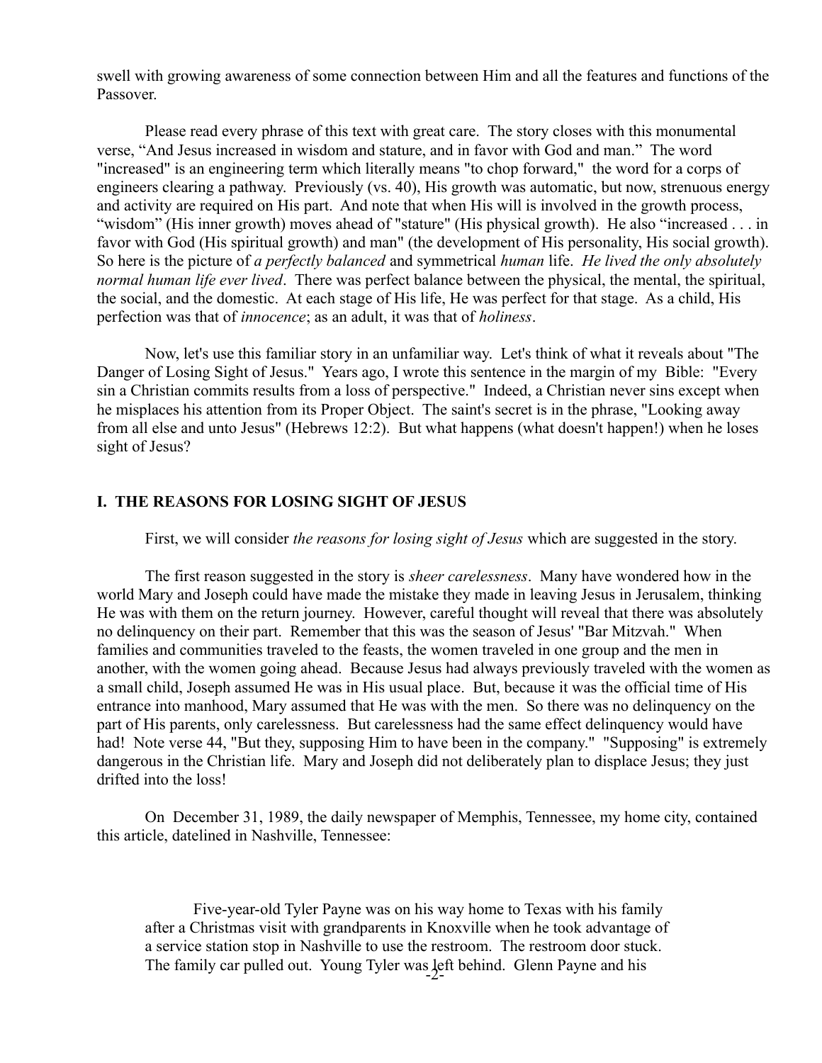swell with growing awareness of some connection between Him and all the features and functions of the Passover.

Please read every phrase of this text with great care. The story closes with this monumental verse, "And Jesus increased in wisdom and stature, and in favor with God and man." The word "increased" is an engineering term which literally means "to chop forward," the word for a corps of engineers clearing a pathway. Previously (vs. 40), His growth was automatic, but now, strenuous energy and activity are required on His part. And note that when His will is involved in the growth process, "wisdom" (His inner growth) moves ahead of "stature" (His physical growth). He also "increased . . . in favor with God (His spiritual growth) and man" (the development of His personality, His social growth). So here is the picture of *a perfectly balanced* and symmetrical *human* life. *He lived the only absolutely normal human life ever lived*. There was perfect balance between the physical, the mental, the spiritual, the social, and the domestic. At each stage of His life, He was perfect for that stage. As a child, His perfection was that of *innocence*; as an adult, it was that of *holiness*.

Now, let's use this familiar story in an unfamiliar way. Let's think of what it reveals about "The Danger of Losing Sight of Jesus." Years ago, I wrote this sentence in the margin of my Bible: "Every sin a Christian commits results from a loss of perspective." Indeed, a Christian never sins except when he misplaces his attention from its Proper Object. The saint's secret is in the phrase, "Looking away from all else and unto Jesus" (Hebrews 12:2). But what happens (what doesn't happen!) when he loses sight of Jesus?

## I. THE REASONS FOR LOSING SIGHT OF JESUS

First, we will consider *the reasons for losing sight of Jesus* which are suggested in the story.

The first reason suggested in the story is *sheer carelessness*. Many have wondered how in the world Mary and Joseph could have made the mistake they made in leaving Jesus in Jerusalem, thinking He was with them on the return journey. However, careful thought will reveal that there was absolutely no delinquency on their part. Remember that this was the season of Jesus' "Bar Mitzvah." When families and communities traveled to the feasts, the women traveled in one group and the men in another, with the women going ahead. Because Jesus had always previously traveled with the women as a small child, Joseph assumed He was in His usual place. But, because it was the official time of His entrance into manhood, Mary assumed that He was with the men. So there was no delinquency on the part of His parents, only carelessness. But carelessness had the same effect delinquency would have had! Note verse 44, "But they, supposing Him to have been in the company." "Supposing" is extremely dangerous in the Christian life. Mary and Joseph did not deliberately plan to displace Jesus; they just drifted into the loss!

On December 31, 1989, the daily newspaper of Memphis, Tennessee, my home city, contained this article, datelined in Nashville, Tennessee:

> Five-year-old Tyler Payne was on his way home to Texas with his family after a Christmas visit with grandparents in Knoxville when he took advantage of a service station stop in Nashville to use the restroom. The restroom door stuck. The family car pulled out. Young Tyler was left behind. Glenn Payne and his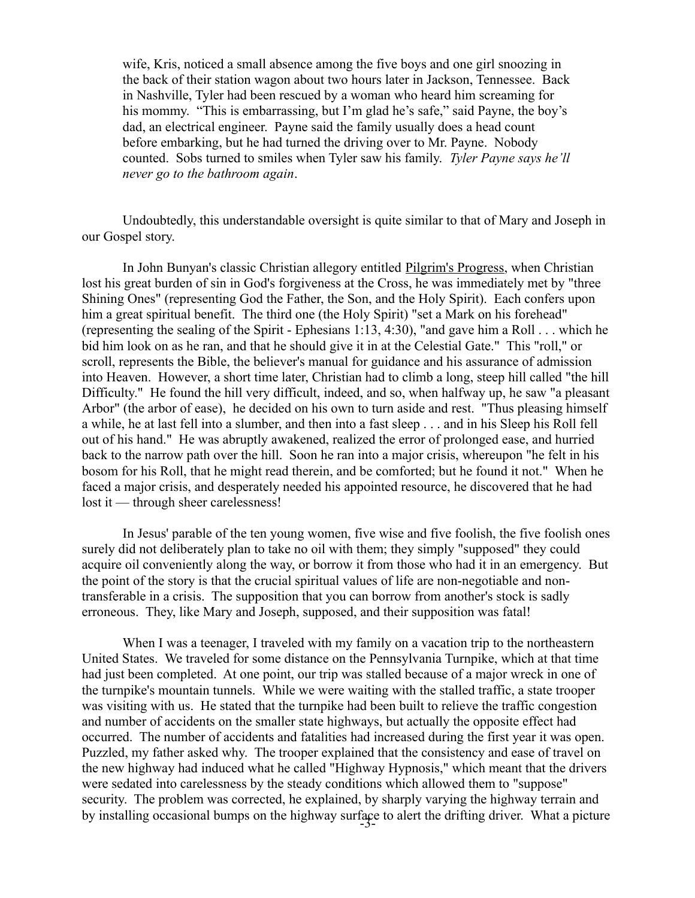wife, Kris, noticed a small absence among the five boys and one girl snoozing in the back of their station wagon about two hours later in Jackson, Tennessee. Back in Nashville, Tyler had been rescued by a woman who heard him screaming for his mommy. "This is embarrassing, but I'm glad he's safe," said Payne, the boy's dad, an electrical engineer. Payne said the family usually does a head count before embarking, but he had turned the driving over to Mr. Payne. Nobody counted. Sobs turned to smiles when Tyler saw his family. *Tyler Payne says he'll never go to the bathroom again*.

Undoubtedly, this understandable oversight is quite similar to that of Mary and Joseph in our Gospel story.

In John Bunyan's classic Christian allegory entitled Pilgrim's Progress, when Christian lost his great burden of sin in God's forgiveness at the Cross, he was immediately met by "three Shining Ones" (representing God the Father, the Son, and the Holy Spirit). Each confers upon him a great spiritual benefit. The third one (the Holy Spirit) "set a Mark on his forehead" (representing the sealing of the Spirit - Ephesians 1:13, 4:30), "and gave him a Roll . . . which he bid him look on as he ran, and that he should give it in at the Celestial Gate." This "roll," or scroll, represents the Bible, the believer's manual for guidance and his assurance of admission into Heaven. However, a short time later, Christian had to climb a long, steep hill called "the hill Difficulty." He found the hill very difficult, indeed, and so, when halfway up, he saw "a pleasant Arbor" (the arbor of ease), he decided on his own to turn aside and rest. "Thus pleasing himself a while, he at last fell into a slumber, and then into a fast sleep . . . and in his Sleep his Roll fell out of his hand." He was abruptly awakened, realized the error of prolonged ease, and hurried back to the narrow path over the hill. Soon he ran into a major crisis, whereupon "he felt in his bosom for his Roll, that he might read therein, and be comforted; but he found it not." When he faced a major crisis, and desperately needed his appointed resource, he discovered that he had lost it — through sheer carelessness!

In Jesus' parable of the ten young women, five wise and five foolish, the five foolish ones surely did not deliberately plan to take no oil with them; they simply "supposed" they could acquire oil conveniently along the way, or borrow it from those who had it in an emergency. But the point of the story is that the crucial spiritual values of life are non-negotiable and non-transferable in a crisis. The supposition that you can borrow from another's stock is sadly erroneous. They, like Mary and Joseph, supposed, and their supposition was fatal!

When I was a teenager, I traveled with my family on a vacation trip to the northeastern United States. We traveled for some distance on the Pennsylvania Turnpike, which at that time had just been completed. At one point, our trip was stalled because of a major wreck in one of the turnpike's mountain tunnels. While we were waiting with the stalled traffic, a state trooper was visiting with us. He stated that the turnpike had been built to relieve the traffic congestion and number of accidents on the smaller state highways, but actually the opposite effect had occurred. The number of accidents and fatalities had increased during the first year it was open. Puzzled, my father asked why. The trooper explained that the consistency and ease of travel on the new highway had induced what he called "Highway Hypnosis," which meant that the drivers were sedated into carelessness by the steady conditions which allowed them to "suppose" security. The problem was corrected, he explained, by sharply varying the highway terrain and by installing occasional bumps on the highway surface to alert the drifting driver. What a picture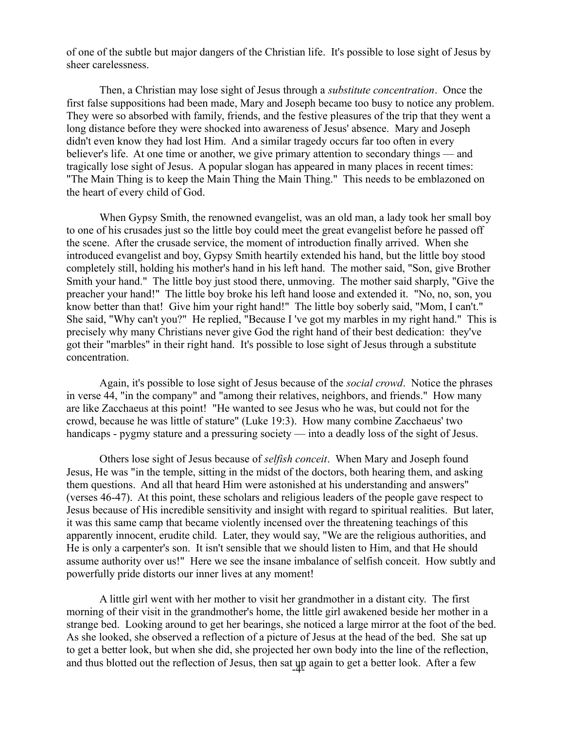of one of the subtle but major dangers of the Christian life. It's possible to lose sight of Jesus by sheer carelessness.

Then, a Christian may lose sight of Jesus through a *substitute concentration*. Once the first false suppositions had been made, Mary and Joseph became too busy to notice any problem. They were so absorbed with family, friends, and the festive pleasures of the trip that they went a long distance before they were shocked into awareness of Jesus' absence. Mary and Joseph didn't even know they had lost Him. And a similar tragedy occurs far too often in every believer's life. At one time or another, we give primary attention to secondary things — and tragically lose sight of Jesus. A popular slogan has appeared in many places in recent times: "The Main Thing is to keep the Main Thing the Main Thing." This needs to be emblazoned on the heart of every child of God.

When Gypsy Smith, the renowned evangelist, was an old man, a lady took her small boy to one of his crusades just so the little boy could meet the great evangelist before he passed off the scene. After the crusade service, the moment of introduction finally arrived. When she introduced evangelist and boy, Gypsy Smith heartily extended his hand, but the little boy stood completely still, holding his mother's hand in his left hand. The mother said, "Son, give Brother Smith your hand." The little boy just stood there, unmoving. The mother said sharply, "Give the preacher your hand!" The little boy broke his left hand loose and extended it. "No, no, son, you know better than that! Give him your right hand!" The little boy soberly said, "Mom, I can't." She said, "Why can't you?" He replied, "Because I 've got my marbles in my right hand." This is precisely why many Christians never give God the right hand of their best dedication: they've got their "marbles" in their right hand. It's possible to lose sight of Jesus through a substitute concentration.

Again, it's possible to lose sight of Jesus because of the *social crowd*. Notice the phrases in verse 44, "in the company" and "among their relatives, neighbors, and friends." How many are like Zacchaeus at this point! "He wanted to see Jesus who he was, but could not for the crowd, because he was little of stature" (Luke 19:3). How many combine Zacchaeus' two handicaps - pygmy stature and a pressuring society — into a deadly loss of the sight of Jesus.

Others lose sight of Jesus because of *selfish conceit*. When Mary and Joseph found Jesus, He was "in the temple, sitting in the midst of the doctors, both hearing them, and asking them questions. And all that heard Him were astonished at his understanding and answers" (verses 46-47). At this point, these scholars and religious leaders of the people gave respect to Jesus because of His incredible sensitivity and insight with regard to spiritual realities. But later, it was this same camp that became violently incensed over the threatening teachings of this apparently innocent, erudite child. Later, they would say, "We are the religious authorities, and He is only a carpenter's son. It isn't sensible that we should listen to Him, and that He should assume authority over us!" Here we see the insane imbalance of selfish conceit. How subtly and powerfully pride distorts our inner lives at any moment!

A little girl went with her mother to visit her grandmother in a distant city. The first morning of their visit in the grandmother's home, the little girl awakened beside her mother in a strange bed. Looking around to get her bearings, she noticed a large mirror at the foot of the bed. As she looked, she observed a reflection of a picture of Jesus at the head of the bed. She sat up to get a better look, but when she did, she projected her own body into the line of the reflection, and thus blotted out the reflection of Jesus, then sat up again to get a better look. After a few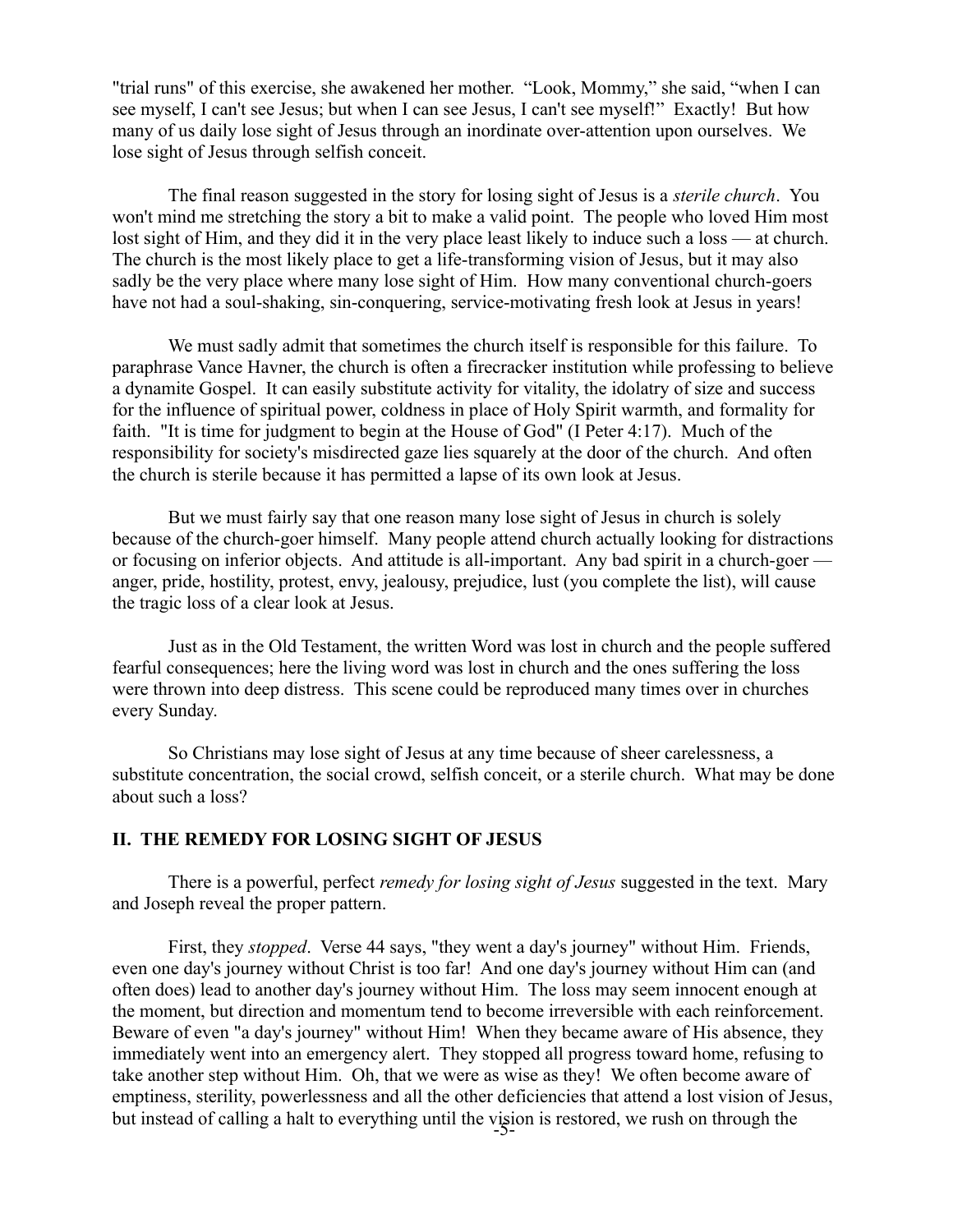"trial runs" of this exercise, she awakened her mother. "Look, Mommy," she said, "when I can see myself, I can't see Jesus; but when I can see Jesus, I can't see myself!" Exactly! But how many of us daily lose sight of Jesus through an inordinate over-attention upon ourselves. We lose sight of Jesus through selfish conceit.

The final reason suggested in the story for losing sight of Jesus is a *sterile church*. You won't mind me stretching the story a bit to make a valid point. The people who loved Him most lost sight of Him, and they did it in the very place least likely to induce such a loss — at church. The church is the most likely place to get a life-transforming vision of Jesus, but it may also sadly be the very place where many lose sight of Him. How many conventional church-goers have not had a soul-shaking, sin-conquering, service-motivating fresh look at Jesus in years!

We must sadly admit that sometimes the church itself is responsible for this failure. To paraphrase Vance Havner, the church is often a firecracker institution while professing to believe a dynamite Gospel. It can easily substitute activity for vitality, the idolatry of size and success for the influence of spiritual power, coldness in place of Holy Spirit warmth, and formality for faith. "It is time for judgment to begin at the House of God" (I Peter 4:17). Much of the responsibility for society's misdirected gaze lies squarely at the door of the church. And often the church is sterile because it has permitted a lapse of its own look at Jesus.

But we must fairly say that one reason many lose sight of Jesus in church is solely because of the church-goer himself. Many people attend church actually looking for distractions or focusing on inferior objects. And attitude is all-important. Any bad spirit in a church-goer — anger, pride, hostility, protest, envy, jealousy, prejudice, lust (you complete the list), will cause the tragic loss of a clear look at Jesus.

Just as in the Old Testament, the written Word was lost in church and the people suffered fearful consequences; here the living word was lost in church and the ones suffering the loss were thrown into deep distress. This scene could be reproduced many times over in churches every Sunday.

So Christians may lose sight of Jesus at any time because of sheer carelessness, a substitute concentration, the social crowd, selfish conceit, or a sterile church. What may be done about such a loss?

## II. THE REMEDY FOR LOSING SIGHT OF JESUS

There is a powerful, perfect *remedy for losing sight of Jesus* suggested in the text. Mary and Joseph reveal the proper pattern.

First, they *stopped*. Verse 44 says, "they went a day's journey" without Him. Friends, even one day's journey without Christ is too far! And one day's journey without Him can (and often does) lead to another day's journey without Him. The loss may seem innocent enough at the moment, but direction and momentum tend to become irreversible with each reinforcement. Beware of even "a day's journey" without Him! When they became aware of His absence, they immediately went into an emergency alert. They stopped all progress toward home, refusing to take another step without Him. Oh, that we were as wise as they! We often become aware of emptiness, sterility, powerlessness and all the other deficiencies that attend a lost vision of Jesus, but instead of calling a halt to everything until the vision is restored, we rush on through the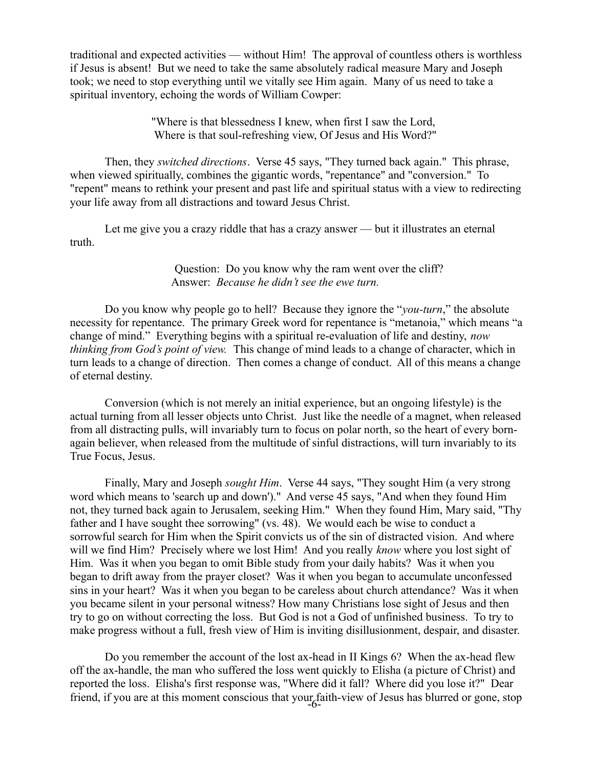traditional and expected activities — without Him! The approval of countless others is worthless if Jesus is absent! But we need to take the same absolutely radical measure Mary and Joseph took; we need to stop everything until we vitally see Him again. Many of us need to take a spiritual inventory, echoing the words of William Cowper:

> "Where is that blessedness I knew, when first I saw the Lord,
> Where is that soul-refreshing view, Of Jesus and His Word?"

Then, they *switched directions*. Verse 45 says, "They turned back again." This phrase, when viewed spiritually, combines the gigantic words, "repentance" and "conversion." To "repent" means to rethink your present and past life and spiritual status with a view to redirecting your life away from all distractions and toward Jesus Christ.

Let me give you a crazy riddle that has a crazy answer — but it illustrates an eternal truth.

> Question: Do you know why the ram went over the cliff?
> Answer: *Because he didn't see the ewe turn.*

Do you know why people go to hell? Because they ignore the "*you-turn*," the absolute necessity for repentance. The primary Greek word for repentance is "metanoia," which means "a change of mind." Everything begins with a spiritual re-evaluation of life and destiny, *now thinking from God's point of view.* This change of mind leads to a change of character, which in turn leads to a change of direction. Then comes a change of conduct. All of this means a change of eternal destiny.

Conversion (which is not merely an initial experience, but an ongoing lifestyle) is the actual turning from all lesser objects unto Christ. Just like the needle of a magnet, when released from all distracting pulls, will invariably turn to focus on polar north, so the heart of every born-again believer, when released from the multitude of sinful distractions, will turn invariably to its True Focus, Jesus.

Finally, Mary and Joseph *sought Him*. Verse 44 says, "They sought Him (a very strong word which means to 'search up and down')." And verse 45 says, "And when they found Him not, they turned back again to Jerusalem, seeking Him." When they found Him, Mary said, "Thy father and I have sought thee sorrowing" (vs. 48). We would each be wise to conduct a sorrowful search for Him when the Spirit convicts us of the sin of distracted vision. And where will we find Him? Precisely where we lost Him! And you really *know* where you lost sight of Him. Was it when you began to omit Bible study from your daily habits? Was it when you began to drift away from the prayer closet? Was it when you began to accumulate unconfessed sins in your heart? Was it when you began to be careless about church attendance? Was it when you became silent in your personal witness? How many Christians lose sight of Jesus and then try to go on without correcting the loss. But God is not a God of unfinished business. To try to make progress without a full, fresh view of Him is inviting disillusionment, despair, and disaster.

Do you remember the account of the lost ax-head in II Kings 6? When the ax-head flew off the ax-handle, the man who suffered the loss went quickly to Elisha (a picture of Christ) and reported the loss. Elisha's first response was, "Where did it fall? Where did you lose it?" Dear friend, if you are at this moment conscious that your faith-view of Jesus has blurred or gone, stop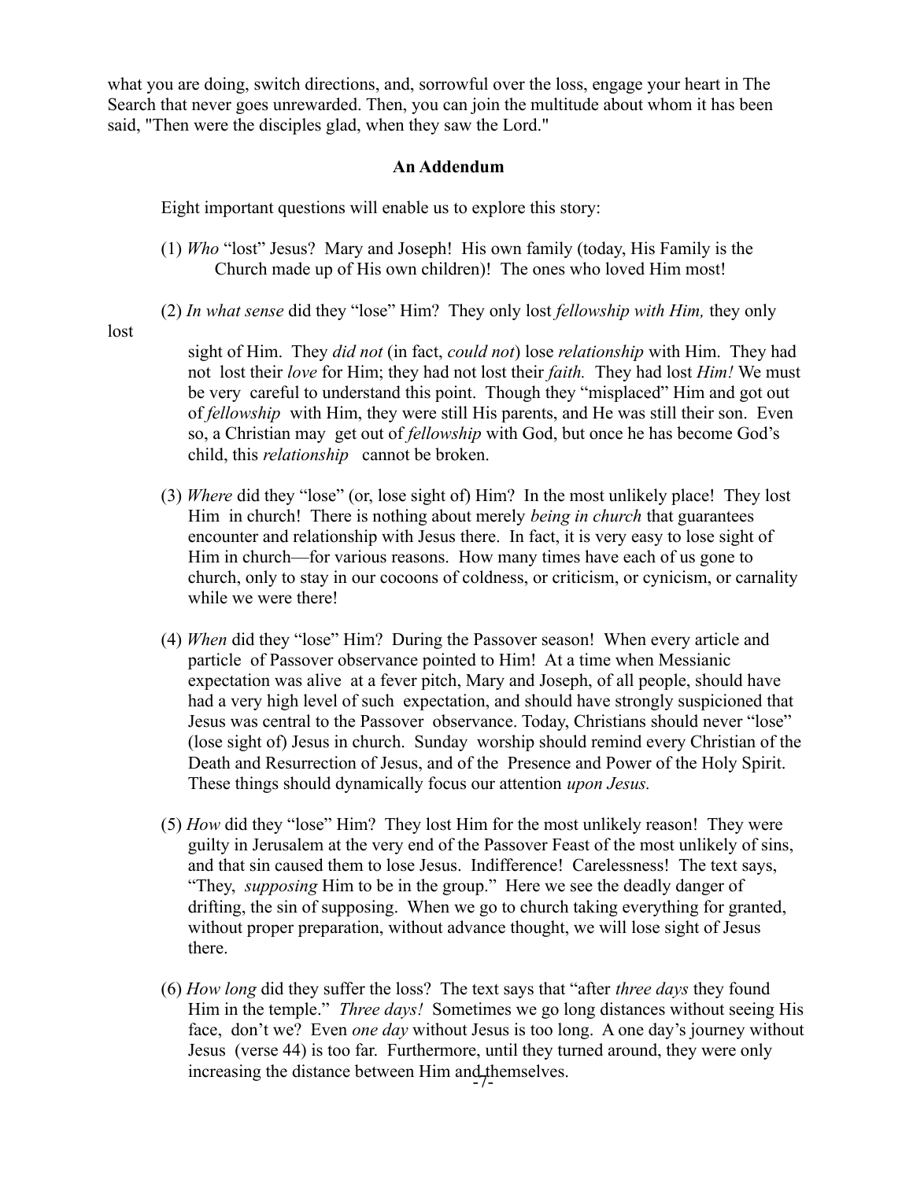what you are doing, switch directions, and, sorrowful over the loss, engage your heart in The Search that never goes unrewarded. Then, you can join the multitude about whom it has been said, "Then were the disciples glad, when they saw the Lord."

### An Addendum

Eight important questions will enable us to explore this story:

(1) *Who* “lost” Jesus? Mary and Joseph! His own family (today, His Family is the Church made up of His own children)! The ones who loved Him most!

(2) *In what sense* did they “lose” Him? They only lost *fellowship with Him,* they only lost sight of Him. They *did not* (in fact, *could not*) lose *relationship* with Him. They had not lost their *love* for Him; they had not lost their *faith.* They had lost *Him!* We must be very careful to understand this point. Though they “misplaced” Him and got out of *fellowship* with Him, they were still His parents, and He was still their son. Even so, a Christian may get out of *fellowship* with God, but once he has become God’s child, this *relationship* cannot be broken.

(3) *Where* did they “lose” (or, lose sight of) Him? In the most unlikely place! They lost Him in church! There is nothing about merely *being in church* that guarantees encounter and relationship with Jesus there. In fact, it is very easy to lose sight of Him in church—for various reasons. How many times have each of us gone to church, only to stay in our cocoons of coldness, or criticism, or cynicism, or carnality while we were there!

(4) *When* did they “lose” Him? During the Passover season! When every article and particle of Passover observance pointed to Him! At a time when Messianic expectation was alive at a fever pitch, Mary and Joseph, of all people, should have had a very high level of such expectation, and should have strongly suspicioned that Jesus was central to the Passover observance. Today, Christians should never “lose” (lose sight of) Jesus in church. Sunday worship should remind every Christian of the Death and Resurrection of Jesus, and of the Presence and Power of the Holy Spirit. These things should dynamically focus our attention *upon Jesus.*

(5) *How* did they “lose” Him? They lost Him for the most unlikely reason! They were guilty in Jerusalem at the very end of the Passover Feast of the most unlikely of sins, and that sin caused them to lose Jesus. Indifference! Carelessness! The text says, “They, *supposing* Him to be in the group.” Here we see the deadly danger of drifting, the sin of supposing. When we go to church taking everything for granted, without proper preparation, without advance thought, we will lose sight of Jesus there.

(6) *How long* did they suffer the loss? The text says that “after *three days* they found Him in the temple.” *Three days!* Sometimes we go long distances without seeing His face, don’t we? Even *one day* without Jesus is too long. A one day’s journey without Jesus (verse 44) is too far. Furthermore, until they turned around, they were only increasing the distance between Him and themselves.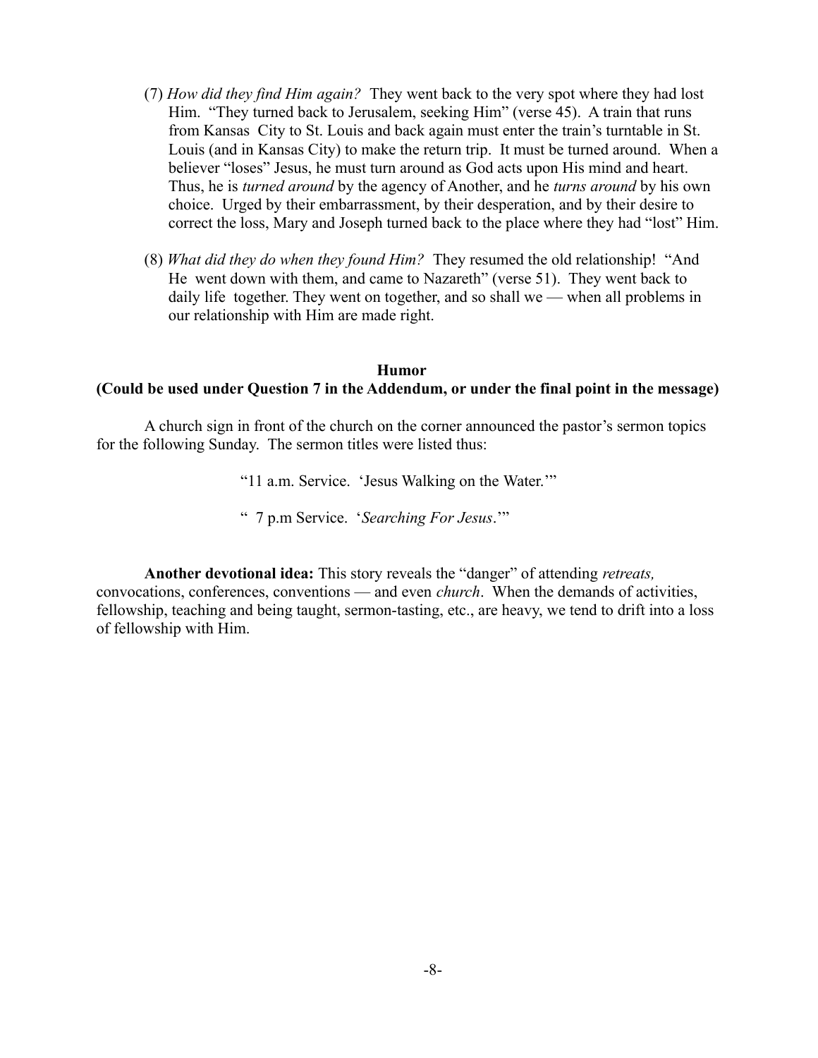(7) *How did they find Him again?* They went back to the very spot where they had lost Him. "They turned back to Jerusalem, seeking Him" (verse 45). A train that runs from Kansas City to St. Louis and back again must enter the train's turntable in St. Louis (and in Kansas City) to make the return trip. It must be turned around. When a believer "loses" Jesus, he must turn around as God acts upon His mind and heart. Thus, he is *turned around* by the agency of Another, and he *turns around* by his own choice. Urged by their embarrassment, by their desperation, and by their desire to correct the loss, Mary and Joseph turned back to the place where they had "lost" Him.

(8) *What did they do when they found Him?* They resumed the old relationship! "And He went down with them, and came to Nazareth" (verse 51). They went back to daily life together. They went on together, and so shall we — when all problems in our relationship with Him are made right.

**Humor**
**(Could be used under Question 7 in the Addendum, or under the final point in the message)**

A church sign in front of the church on the corner announced the pastor's sermon topics for the following Sunday. The sermon titles were listed thus:

"11 a.m. Service. 'Jesus Walking on the Water.'"

" 7 p.m Service. '*Searching For Jesus*.'"

**Another devotional idea:** This story reveals the "danger" of attending *retreats,* convocations, conferences, conventions — and even *church*. When the demands of activities, fellowship, teaching and being taught, sermon-tasting, etc., are heavy, we tend to drift into a loss of fellowship with Him.